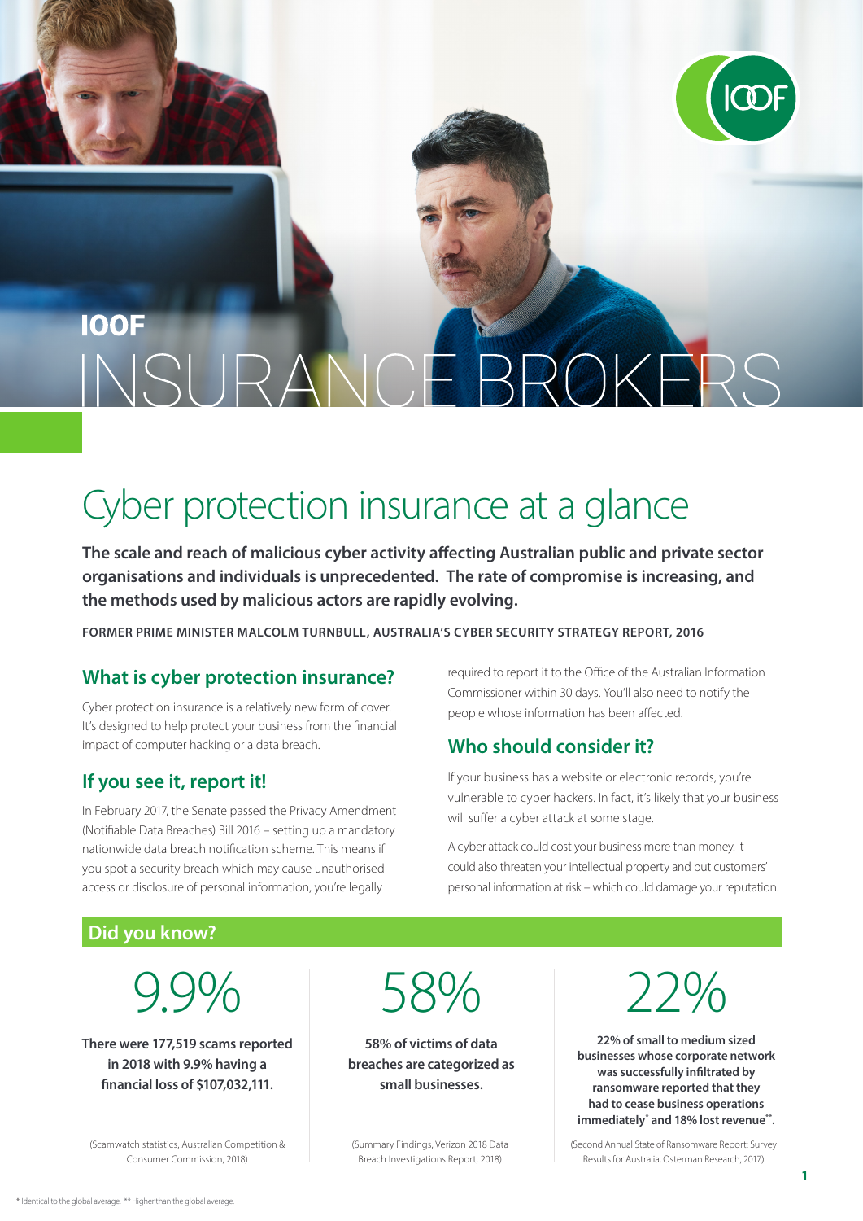# IOOF INSURANCE BROKERS

## Cyber protection insurance at a glance

**The scale and reach of malicious cyber activity affecting Australian public and private sector organisations and individuals is unprecedented. The rate of compromise is increasing, and the methods used by malicious actors are rapidly evolving.**

**FORMER PRIME MINISTER MALCOLM TURNBULL, AUSTRALIA'S CYBER SECURITY STRATEGY REPORT, 2016**

### What is cyber protection insurance?

Cyber protection insurance is a relatively new form of cover. It's designed to help protect your business from the financial impact of computer hacking or a data breach.

### If you see it, report it!

In February 2017, the Senate passed the Privacy Amendment (Notifiable Data Breaches) Bill 2016 – setting up a mandatory nationwide data breach notification scheme. This means if you spot a security breach which may cause unauthorised access or disclosure of personal information, you're legally required to report it to the Office of the Australian Information Commissioner within 30 days. You'll also need to notify the people whose information has been affected.

### Who should consider it?

If your business has a website or electronic records, you're vulnerable to cyber hackers. In fact, it's likely that your business will suffer a cyber attack at some stage.

A cyber attack could cost your business more than money. It could also threaten your intellectual property and put customers' personal information at risk – which could damage your reputation.

### Did you know?

**9.9%**

**There were 177,519 scams reported in 2018 with 9.9% having a financial loss of $107,032,111.**

(Scamwatch statistics, Australian Competition & Consumer Commission, 2018)

**58%**

**58% of victims of data breaches are categorized as small businesses.**

(Summary Findings, Verizon 2018 Data Breach Investigations Report, 2018)

**22%**

**22% of small to medium sized businesses whose corporate network was successfully infiltrated by ransomware reported that they had to cease business operations immediately* and 18% lost revenue**.**

(Second Annual State of Ransomware Report: Survey Results for Australia, Osterman Research, 2017)

* Identical to the global average. ** Higher than the global average.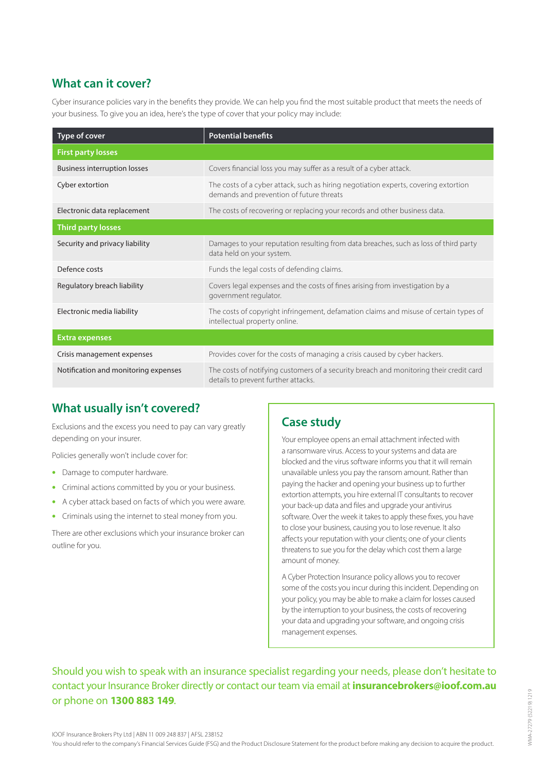## What can it cover?

Cyber insurance policies vary in the benefits they provide. We can help you find the most suitable product that meets the needs of your business. To give you an idea, here's the type of cover that your policy may include:

| Type of cover | Potential benefits |
|---|---|
| **First party losses** | |
| Business interruption losses | Covers financial loss you may suffer as a result of a cyber attack. |
| Cyber extortion | The costs of a cyber attack, such as hiring negotiation experts, covering extortion demands and prevention of future threats |
| Electronic data replacement | The costs of recovering or replacing your records and other business data. |
| **Third party losses** | |
| Security and privacy liability | Damages to your reputation resulting from data breaches, such as loss of third party data held on your system. |
| Defence costs | Funds the legal costs of defending claims. |
| Regulatory breach liability | Covers legal expenses and the costs of fines arising from investigation by a government regulator. |
| Electronic media liability | The costs of copyright infringement, defamation claims and misuse of certain types of intellectual property online. |
| **Extra expenses** | |
| Crisis management expenses | Provides cover for the costs of managing a crisis caused by cyber hackers. |
| Notification and monitoring expenses | The costs of notifying customers of a security breach and monitoring their credit card details to prevent further attacks. |

## What usually isn't covered?

Exclusions and the excess you need to pay can vary greatly depending on your insurer.

Policies generally won't include cover for:

- Damage to computer hardware.
- Criminal actions committed by you or your business.
- A cyber attack based on facts of which you were aware.
- Criminals using the internet to steal money from you.

There are other exclusions which your insurance broker can outline for you.

## Case study

Your employee opens an email attachment infected with a ransomware virus. Access to your systems and data are blocked and the virus software informs you that it will remain unavailable unless you pay the ransom amount. Rather than paying the hacker and opening your business up to further extortion attempts, you hire external IT consultants to recover your back-up data and files and upgrade your antivirus software. Over the week it takes to apply these fixes, you have to close your business, causing you to lose revenue. It also affects your reputation with your clients; one of your clients threatens to sue you for the delay which cost them a large amount of money.

A Cyber Protection Insurance policy allows you to recover some of the costs you incur during this incident. Depending on your policy, you may be able to make a claim for losses caused by the interruption to your business, the costs of recovering your data and upgrading your software, and ongoing crisis management expenses.

Should you wish to speak with an insurance specialist regarding your needs, please don't hesitate to contact your Insurance Broker directly or contact our team via email at **insurancebrokers@ioof.com.au** or phone on **1300 883 149**.

IOOF Insurance Brokers Pty Ltd | ABN 11 009 248 837 | AFSL 238152

You should refer to the company's Financial Services Guide (FSG) and the Product Disclosure Statement for the product before making any decision to acquire the product.

WMA-27279 (52219) 1219